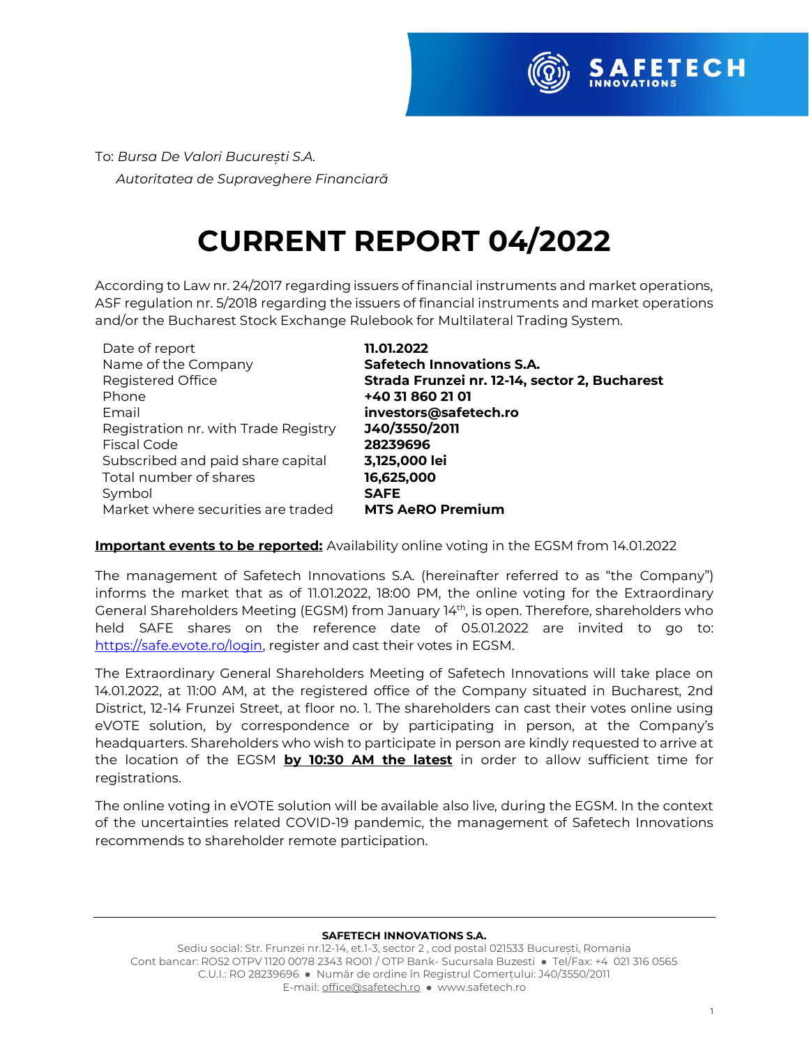To: *Bursa De Valori București S.A.*
*Autoritatea de Supraveghere Financiară*

# CURRENT REPORT 04/2022

According to Law nr. 24/2017 regarding issuers of financial instruments and market operations, ASF regulation nr. 5/2018 regarding the issuers of financial instruments and market operations and/or the Bucharest Stock Exchange Rulebook for Multilateral Trading System.

| | |
|---|---|
| Date of report | **11.01.2022** |
| Name of the Company | **Safetech Innovations S.A.** |
| Registered Office | **Strada Frunzei nr. 12-14, sector 2, Bucharest** |
| Phone | **+40 31 860 21 01** |
| Email | **investors@safetech.ro** |
| Registration nr. with Trade Registry | **J40/3550/2011** |
| Fiscal Code | **28239696** |
| Subscribed and paid share capital | **3,125,000 lei** |
| Total number of shares | **16,625,000** |
| Symbol | **SAFE** |
| Market where securities are traded | **MTS AeRO Premium** |

**Important events to be reported:** Availability online voting in the EGSM from 14.01.2022

The management of Safetech Innovations S.A. (hereinafter referred to as "the Company") informs the market that as of 11.01.2022, 18:00 PM, the online voting for the Extraordinary General Shareholders Meeting (EGSM) from January 14th, is open. Therefore, shareholders who held SAFE shares on the reference date of 05.01.2022 are invited to go to: https://safe.evote.ro/login, register and cast their votes in EGSM.

The Extraordinary General Shareholders Meeting of Safetech Innovations will take place on 14.01.2022, at 11:00 AM, at the registered office of the Company situated in Bucharest, 2nd District, 12-14 Frunzei Street, at floor no. 1. The shareholders can cast their votes online using eVOTE solution, by correspondence or by participating in person, at the Company's headquarters. Shareholders who wish to participate in person are kindly requested to arrive at the location of the EGSM **by 10:30 AM the latest** in order to allow sufficient time for registrations.

The online voting in eVOTE solution will be available also live, during the EGSM. In the context of the uncertainties related COVID-19 pandemic, the management of Safetech Innovations recommends to shareholder remote participation.

**SAFETECH INNOVATIONS S.A.**
Sediu social: Str. Frunzei nr.12-14, et.1-3, sector 2 , cod postal 021533 București, Romania
Cont bancar: RO52 OTPV 1120 0078 2343 RO01 / OTP Bank- Sucursala Buzesti ● Tel/Fax: +4 021 316 0565
C.U.I.: RO 28239696 ● Număr de ordine în Registrul Comerțului: J40/3550/2011
E-mail: office@safetech.ro ● www.safetech.ro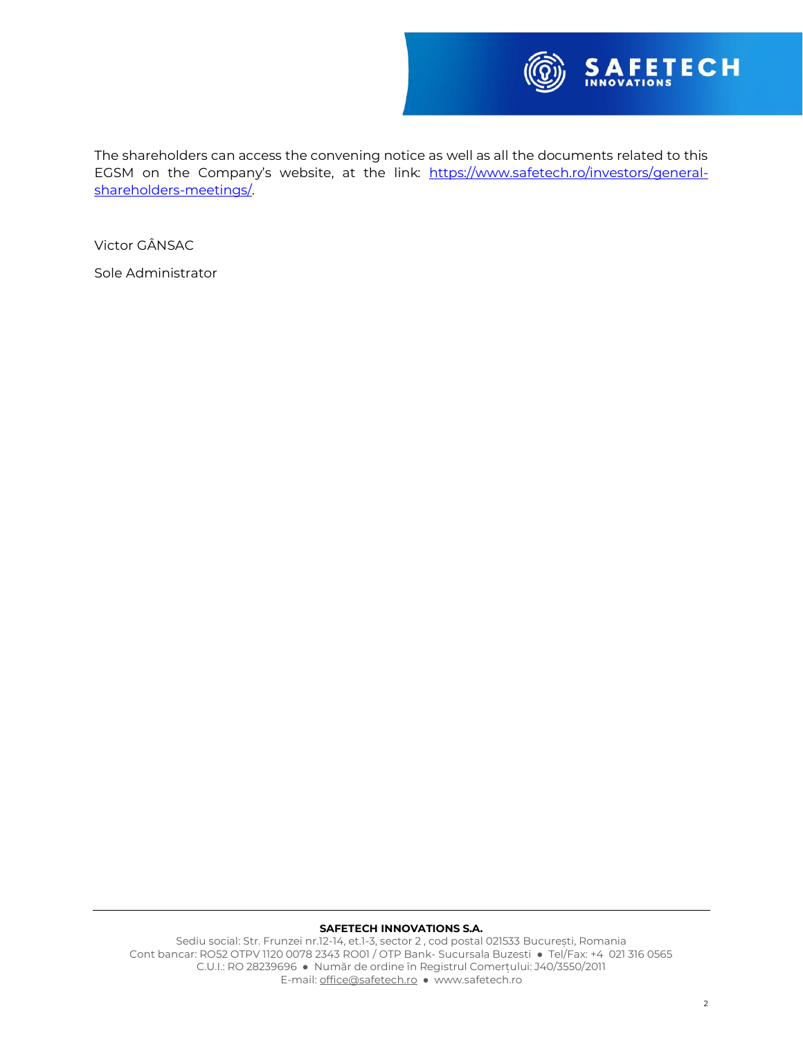The shareholders can access the convening notice as well as all the documents related to this EGSM on the Company's website, at the link: [https://www.safetech.ro/investors/general-shareholders-meetings/](https://www.safetech.ro/investors/general-shareholders-meetings/).

Victor GÂNSAC

Sole Administrator